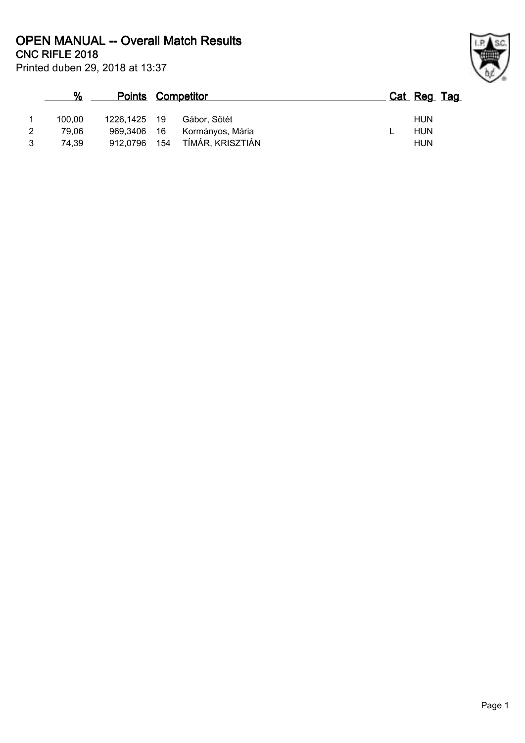# OPEN MANUAL -- Overall Match Results

## CNC RIFLE 2018

Printed duben 29, 2018 at 13:37

| | % | Points | Competitor | | Cat | Reg | Tag |
|---|---|---|---|---|---|---|---|
| 1 | 100,00 | 1226,1425 | 19 | Gábor, Sötét | | HUN | |
| 2 | 79,06 | 969,3406 | 16 | Kormányos, Mária | L | HUN | |
| 3 | 74,39 | 912,0796 | 154 | TÍMÁR, KRISZTIÁN | | HUN | |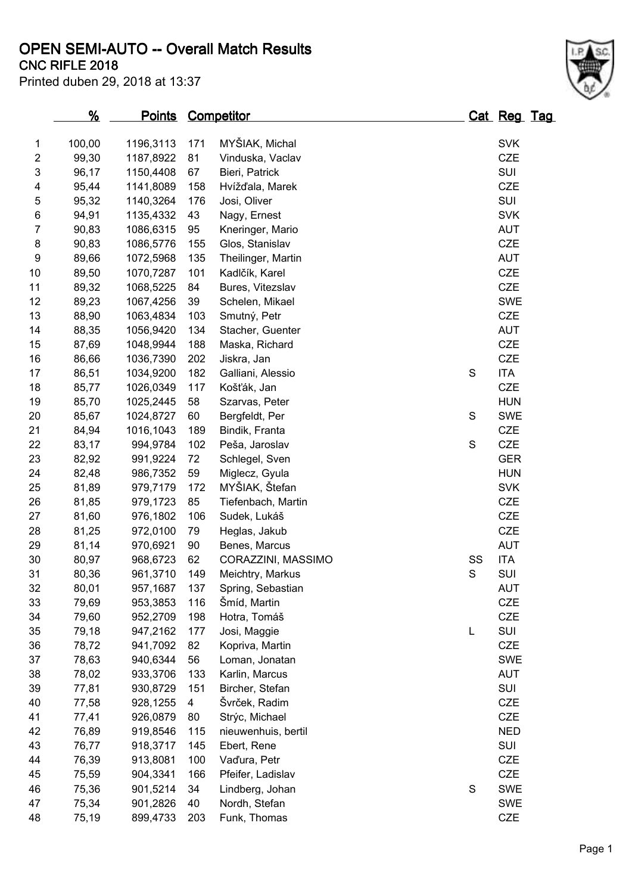# OPEN SEMI-AUTO -- Overall Match Results

**CNC RIFLE 2018**

Printed duben 29, 2018 at 13:37

| | % | Points | | Competitor | Cat | Reg | Tag |
|---|---|---|---|---|---|---|---|
| 1 | 100,00 | 1196,3113 | 171 | MYŠIAK, Michal | | SVK | |
| 2 | 99,30 | 1187,8922 | 81 | Vinduska, Vaclav | | CZE | |
| 3 | 96,17 | 1150,4408 | 67 | Bieri, Patrick | | SUI | |
| 4 | 95,44 | 1141,8089 | 158 | Hvížďala, Marek | | CZE | |
| 5 | 95,32 | 1140,3264 | 176 | Josi, Oliver | | SUI | |
| 6 | 94,91 | 1135,4332 | 43 | Nagy, Ernest | | SVK | |
| 7 | 90,83 | 1086,6315 | 95 | Kneringer, Mario | | AUT | |
| 8 | 90,83 | 1086,5776 | 155 | Glos, Stanislav | | CZE | |
| 9 | 89,66 | 1072,5968 | 135 | Theilinger, Martin | | AUT | |
| 10 | 89,50 | 1070,7287 | 101 | Kadlčík, Karel | | CZE | |
| 11 | 89,32 | 1068,5225 | 84 | Bures, Vitezslav | | CZE | |
| 12 | 89,23 | 1067,4256 | 39 | Schelen, Mikael | | SWE | |
| 13 | 88,90 | 1063,4834 | 103 | Smutný, Petr | | CZE | |
| 14 | 88,35 | 1056,9420 | 134 | Stacher, Guenter | | AUT | |
| 15 | 87,69 | 1048,9944 | 188 | Maska, Richard | | CZE | |
| 16 | 86,66 | 1036,7390 | 202 | Jiskra, Jan | | CZE | |
| 17 | 86,51 | 1034,9200 | 182 | Galliani, Alessio | S | ITA | |
| 18 | 85,77 | 1026,0349 | 117 | Košťák, Jan | | CZE | |
| 19 | 85,70 | 1025,2445 | 58 | Szarvas, Peter | | HUN | |
| 20 | 85,67 | 1024,8727 | 60 | Bergfeldt, Per | S | SWE | |
| 21 | 84,94 | 1016,1043 | 189 | Bindik, Franta | | CZE | |
| 22 | 83,17 | 994,9784 | 102 | Peša, Jaroslav | S | CZE | |
| 23 | 82,92 | 991,9224 | 72 | Schlegel, Sven | | GER | |
| 24 | 82,48 | 986,7352 | 59 | Miglecz, Gyula | | HUN | |
| 25 | 81,89 | 979,7179 | 172 | MYŠIAK, Štefan | | SVK | |
| 26 | 81,85 | 979,1723 | 85 | Tiefenbach, Martin | | CZE | |
| 27 | 81,60 | 976,1802 | 106 | Sudek, Lukáš | | CZE | |
| 28 | 81,25 | 972,0100 | 79 | Heglas, Jakub | | CZE | |
| 29 | 81,14 | 970,6921 | 90 | Benes, Marcus | | AUT | |
| 30 | 80,97 | 968,6723 | 62 | CORAZZINI, MASSIMO | SS | ITA | |
| 31 | 80,36 | 961,3710 | 149 | Meichtry, Markus | S | SUI | |
| 32 | 80,01 | 957,1687 | 137 | Spring, Sebastian | | AUT | |
| 33 | 79,69 | 953,3853 | 116 | Šmíd, Martin | | CZE | |
| 34 | 79,60 | 952,2709 | 198 | Hotra, Tomáš | | CZE | |
| 35 | 79,18 | 947,2162 | 177 | Josi, Maggie | L | SUI | |
| 36 | 78,72 | 941,7092 | 82 | Kopriva, Martin | | CZE | |
| 37 | 78,63 | 940,6344 | 56 | Loman, Jonatan | | SWE | |
| 38 | 78,02 | 933,3706 | 133 | Karlin, Marcus | | AUT | |
| 39 | 77,81 | 930,8729 | 151 | Bircher, Stefan | | SUI | |
| 40 | 77,58 | 928,1255 | 4 | Švrček, Radim | | CZE | |
| 41 | 77,41 | 926,0879 | 80 | Strýc, Michael | | CZE | |
| 42 | 76,89 | 919,8546 | 115 | nieuwenhuis, bertil | | NED | |
| 43 | 76,77 | 918,3717 | 145 | Ebert, Rene | | SUI | |
| 44 | 76,39 | 913,8081 | 100 | Vaďura, Petr | | CZE | |
| 45 | 75,59 | 904,3341 | 166 | Pfeifer, Ladislav | | CZE | |
| 46 | 75,36 | 901,5214 | 34 | Lindberg, Johan | S | SWE | |
| 47 | 75,34 | 901,2826 | 40 | Nordh, Stefan | | SWE | |
| 48 | 75,19 | 899,4733 | 203 | Funk, Thomas | | CZE | |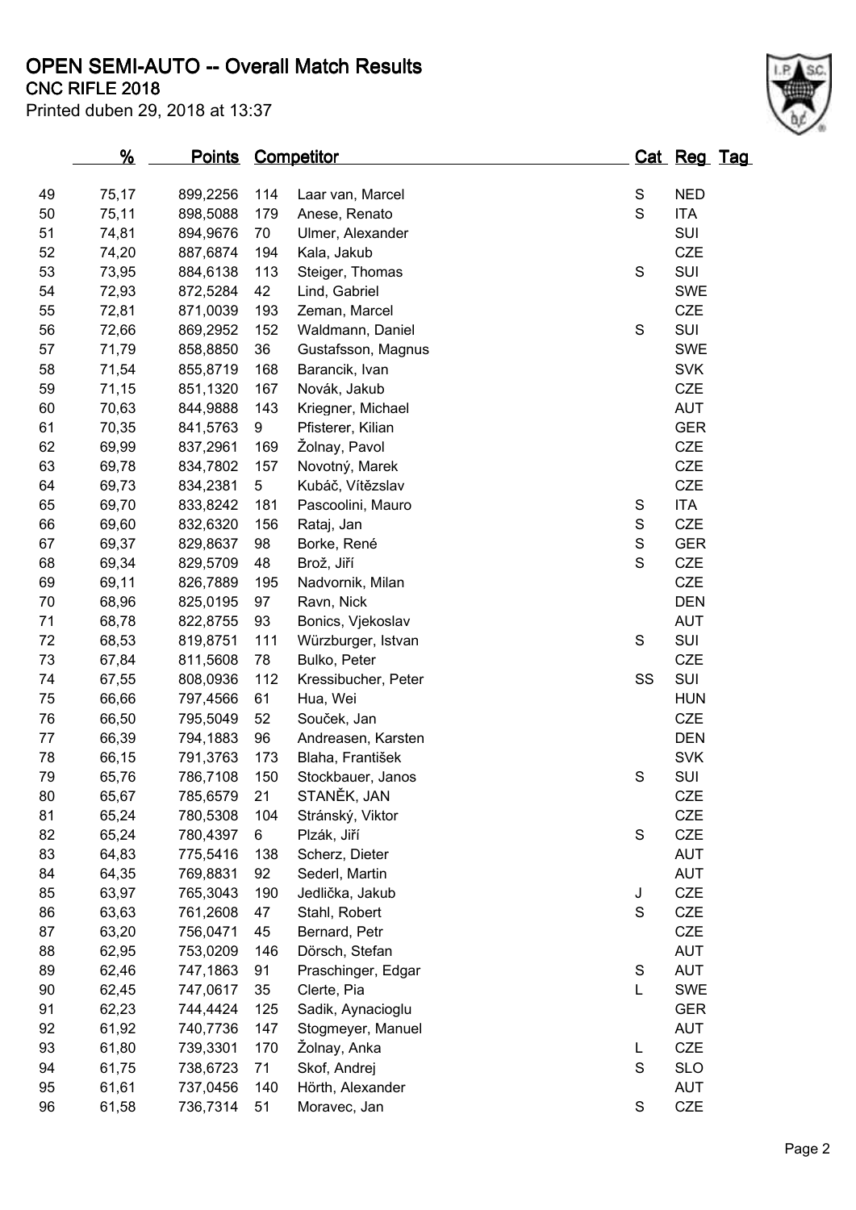# OPEN SEMI-AUTO -- Overall Match Results

**CNC RIFLE 2018**

Printed duben 29, 2018 at 13:37

| | % | Points | Competitor | | Cat | Reg | Tag |
|---|---|---|---|---|---|---|---|
| 49 | 75,17 | 899,2256 | 114 | Laar van, Marcel | S | NED | |
| 50 | 75,11 | 898,5088 | 179 | Anese, Renato | S | ITA | |
| 51 | 74,81 | 894,9676 | 70 | Ulmer, Alexander | | SUI | |
| 52 | 74,20 | 887,6874 | 194 | Kala, Jakub | | CZE | |
| 53 | 73,95 | 884,6138 | 113 | Steiger, Thomas | S | SUI | |
| 54 | 72,93 | 872,5284 | 42 | Lind, Gabriel | | SWE | |
| 55 | 72,81 | 871,0039 | 193 | Zeman, Marcel | | CZE | |
| 56 | 72,66 | 869,2952 | 152 | Waldmann, Daniel | S | SUI | |
| 57 | 71,79 | 858,8850 | 36 | Gustafsson, Magnus | | SWE | |
| 58 | 71,54 | 855,8719 | 168 | Barancik, Ivan | | SVK | |
| 59 | 71,15 | 851,1320 | 167 | Novák, Jakub | | CZE | |
| 60 | 70,63 | 844,9888 | 143 | Kriegner, Michael | | AUT | |
| 61 | 70,35 | 841,5763 | 9 | Pfisterer, Kilian | | GER | |
| 62 | 69,99 | 837,2961 | 169 | Žolnay, Pavol | | CZE | |
| 63 | 69,78 | 834,7802 | 157 | Novotný, Marek | | CZE | |
| 64 | 69,73 | 834,2381 | 5 | Kubáč, Vítězslav | | CZE | |
| 65 | 69,70 | 833,8242 | 181 | Pascoolini, Mauro | S | ITA | |
| 66 | 69,60 | 832,6320 | 156 | Rataj, Jan | S | CZE | |
| 67 | 69,37 | 829,8637 | 98 | Borke, René | S | GER | |
| 68 | 69,34 | 829,5709 | 48 | Brož, Jiří | S | CZE | |
| 69 | 69,11 | 826,7889 | 195 | Nadvornik, Milan | | CZE | |
| 70 | 68,96 | 825,0195 | 97 | Ravn, Nick | | DEN | |
| 71 | 68,78 | 822,8755 | 93 | Bonics, Vjekoslav | | AUT | |
| 72 | 68,53 | 819,8751 | 111 | Würzburger, Istvan | S | SUI | |
| 73 | 67,84 | 811,5608 | 78 | Bulko, Peter | | CZE | |
| 74 | 67,55 | 808,0936 | 112 | Kressibucher, Peter | SS | SUI | |
| 75 | 66,66 | 797,4566 | 61 | Hua, Wei | | HUN | |
| 76 | 66,50 | 795,5049 | 52 | Souček, Jan | | CZE | |
| 77 | 66,39 | 794,1883 | 96 | Andreasen, Karsten | | DEN | |
| 78 | 66,15 | 791,3763 | 173 | Blaha, František | | SVK | |
| 79 | 65,76 | 786,7108 | 150 | Stockbauer, Janos | S | SUI | |
| 80 | 65,67 | 785,6579 | 21 | STANĚK, JAN | | CZE | |
| 81 | 65,24 | 780,5308 | 104 | Stránský, Viktor | | CZE | |
| 82 | 65,24 | 780,4397 | 6 | Plzák, Jiří | S | CZE | |
| 83 | 64,83 | 775,5416 | 138 | Scherz, Dieter | | AUT | |
| 84 | 64,35 | 769,8831 | 92 | Sederl, Martin | | AUT | |
| 85 | 63,97 | 765,3043 | 190 | Jedlička, Jakub | J | CZE | |
| 86 | 63,63 | 761,2608 | 47 | Stahl, Robert | S | CZE | |
| 87 | 63,20 | 756,0471 | 45 | Bernard, Petr | | CZE | |
| 88 | 62,95 | 753,0209 | 146 | Dörsch, Stefan | | AUT | |
| 89 | 62,46 | 747,1863 | 91 | Praschinger, Edgar | S | AUT | |
| 90 | 62,45 | 747,0617 | 35 | Clerte, Pia | L | SWE | |
| 91 | 62,23 | 744,4424 | 125 | Sadik, Aynacioglu | | GER | |
| 92 | 61,92 | 740,7736 | 147 | Stogmeyer, Manuel | | AUT | |
| 93 | 61,80 | 739,3301 | 170 | Žolnay, Anka | L | CZE | |
| 94 | 61,75 | 738,6723 | 71 | Skof, Andrej | S | SLO | |
| 95 | 61,61 | 737,0456 | 140 | Hörth, Alexander | | AUT | |
| 96 | 61,58 | 736,7314 | 51 | Moravec, Jan | S | CZE | |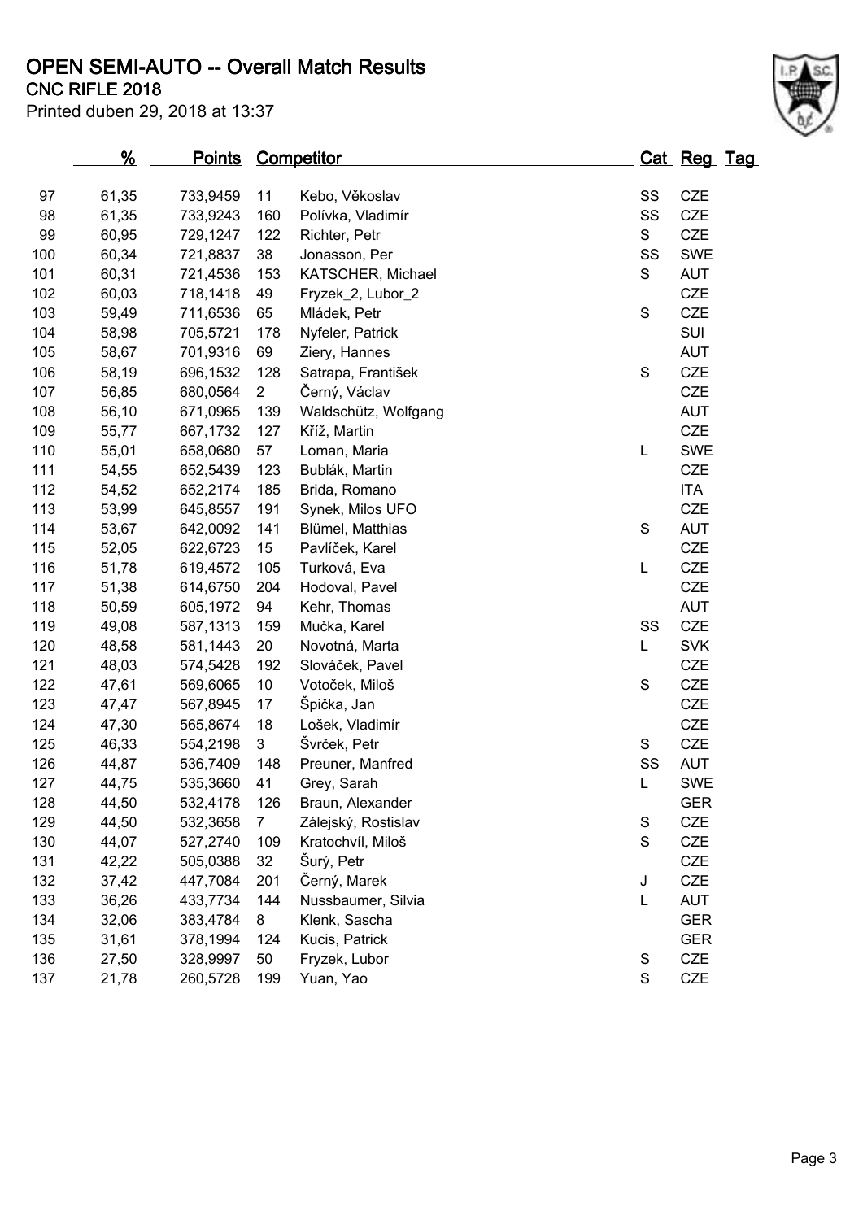# OPEN SEMI-AUTO -- Overall Match Results

## CNC RIFLE 2018

Printed duben 29, 2018 at 13:37

| | % | Points | Competitor | | Cat | Reg | Tag |
|---|---|---|---|---|---|---|---|
| 97 | 61,35 | 733,9459 | 11 | Kebo, Věkoslav | SS | CZE | |
| 98 | 61,35 | 733,9243 | 160 | Polívka, Vladimír | SS | CZE | |
| 99 | 60,95 | 729,1247 | 122 | Richter, Petr | S | CZE | |
| 100 | 60,34 | 721,8837 | 38 | Jonasson, Per | SS | SWE | |
| 101 | 60,31 | 721,4536 | 153 | KATSCHER, Michael | S | AUT | |
| 102 | 60,03 | 718,1418 | 49 | Fryzek_2, Lubor_2 | | CZE | |
| 103 | 59,49 | 711,6536 | 65 | Mládek, Petr | S | CZE | |
| 104 | 58,98 | 705,5721 | 178 | Nyfeler, Patrick | | SUI | |
| 105 | 58,67 | 701,9316 | 69 | Ziery, Hannes | | AUT | |
| 106 | 58,19 | 696,1532 | 128 | Satrapa, František | S | CZE | |
| 107 | 56,85 | 680,0564 | 2 | Černý, Václav | | CZE | |
| 108 | 56,10 | 671,0965 | 139 | Waldschütz, Wolfgang | | AUT | |
| 109 | 55,77 | 667,1732 | 127 | Kříž, Martin | | CZE | |
| 110 | 55,01 | 658,0680 | 57 | Loman, Maria | L | SWE | |
| 111 | 54,55 | 652,5439 | 123 | Bublák, Martin | | CZE | |
| 112 | 54,52 | 652,2174 | 185 | Brida, Romano | | ITA | |
| 113 | 53,99 | 645,8557 | 191 | Synek, Milos UFO | | CZE | |
| 114 | 53,67 | 642,0092 | 141 | Blümel, Matthias | S | AUT | |
| 115 | 52,05 | 622,6723 | 15 | Pavlíček, Karel | | CZE | |
| 116 | 51,78 | 619,4572 | 105 | Turková, Eva | L | CZE | |
| 117 | 51,38 | 614,6750 | 204 | Hodoval, Pavel | | CZE | |
| 118 | 50,59 | 605,1972 | 94 | Kehr, Thomas | | AUT | |
| 119 | 49,08 | 587,1313 | 159 | Mučka, Karel | SS | CZE | |
| 120 | 48,58 | 581,1443 | 20 | Novotná, Marta | L | SVK | |
| 121 | 48,03 | 574,5428 | 192 | Slováček, Pavel | | CZE | |
| 122 | 47,61 | 569,6065 | 10 | Votoček, Miloš | S | CZE | |
| 123 | 47,47 | 567,8945 | 17 | Špička, Jan | | CZE | |
| 124 | 47,30 | 565,8674 | 18 | Lošek, Vladimír | | CZE | |
| 125 | 46,33 | 554,2198 | 3 | Švrček, Petr | S | CZE | |
| 126 | 44,87 | 536,7409 | 148 | Preuner, Manfred | SS | AUT | |
| 127 | 44,75 | 535,3660 | 41 | Grey, Sarah | L | SWE | |
| 128 | 44,50 | 532,4178 | 126 | Braun, Alexander | | GER | |
| 129 | 44,50 | 532,3658 | 7 | Zálejský, Rostislav | S | CZE | |
| 130 | 44,07 | 527,2740 | 109 | Kratochvíl, Miloš | S | CZE | |
| 131 | 42,22 | 505,0388 | 32 | Šurý, Petr | | CZE | |
| 132 | 37,42 | 447,7084 | 201 | Černý, Marek | J | CZE | |
| 133 | 36,26 | 433,7734 | 144 | Nussbaumer, Silvia | L | AUT | |
| 134 | 32,06 | 383,4784 | 8 | Klenk, Sascha | | GER | |
| 135 | 31,61 | 378,1994 | 124 | Kucis, Patrick | | GER | |
| 136 | 27,50 | 328,9997 | 50 | Fryzek, Lubor | S | CZE | |
| 137 | 21,78 | 260,5728 | 199 | Yuan, Yao | S | CZE | |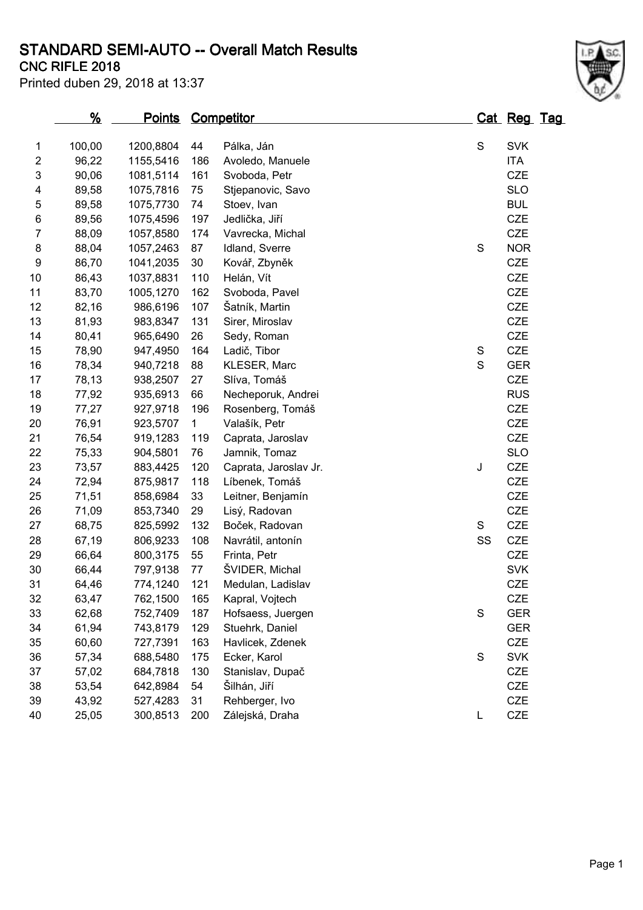# STANDARD SEMI-AUTO -- Overall Match Results

## CNC RIFLE 2018

Printed duben 29, 2018 at 13:37

| | % | Points | Competitor | | Cat | Reg | Tag |
|---|---|---|---|---|---|---|---|
| 1 | 100,00 | 1200,8804 | 44 | Pálka, Ján | S | SVK | |
| 2 | 96,22 | 1155,5416 | 186 | Avoledo, Manuele | | ITA | |
| 3 | 90,06 | 1081,5114 | 161 | Svoboda, Petr | | CZE | |
| 4 | 89,58 | 1075,7816 | 75 | Stjepanovic, Savo | | SLO | |
| 5 | 89,58 | 1075,7730 | 74 | Stoev, Ivan | | BUL | |
| 6 | 89,56 | 1075,4596 | 197 | Jedlička, Jiří | | CZE | |
| 7 | 88,09 | 1057,8580 | 174 | Vavrecka, Michal | | CZE | |
| 8 | 88,04 | 1057,2463 | 87 | Idland, Sverre | S | NOR | |
| 9 | 86,70 | 1041,2035 | 30 | Kovář, Zbyněk | | CZE | |
| 10 | 86,43 | 1037,8831 | 110 | Helán, Vít | | CZE | |
| 11 | 83,70 | 1005,1270 | 162 | Svoboda, Pavel | | CZE | |
| 12 | 82,16 | 986,6196 | 107 | Šatník, Martin | | CZE | |
| 13 | 81,93 | 983,8347 | 131 | Sirer, Miroslav | | CZE | |
| 14 | 80,41 | 965,6490 | 26 | Sedy, Roman | | CZE | |
| 15 | 78,90 | 947,4950 | 164 | Ladič, Tibor | S | CZE | |
| 16 | 78,34 | 940,7218 | 88 | KLESER, Marc | S | GER | |
| 17 | 78,13 | 938,2507 | 27 | Slíva, Tomáš | | CZE | |
| 18 | 77,92 | 935,6913 | 66 | Necheporuk, Andrei | | RUS | |
| 19 | 77,27 | 927,9718 | 196 | Rosenberg, Tomáš | | CZE | |
| 20 | 76,91 | 923,5707 | 1 | Valašík, Petr | | CZE | |
| 21 | 76,54 | 919,1283 | 119 | Caprata, Jaroslav | | CZE | |
| 22 | 75,33 | 904,5801 | 76 | Jamnik, Tomaz | | SLO | |
| 23 | 73,57 | 883,4425 | 120 | Caprata, Jaroslav Jr. | J | CZE | |
| 24 | 72,94 | 875,9817 | 118 | Líbenek, Tomáš | | CZE | |
| 25 | 71,51 | 858,6984 | 33 | Leitner, Benjamín | | CZE | |
| 26 | 71,09 | 853,7340 | 29 | Lisý, Radovan | | CZE | |
| 27 | 68,75 | 825,5992 | 132 | Boček, Radovan | S | CZE | |
| 28 | 67,19 | 806,9233 | 108 | Navrátil, antonín | SS | CZE | |
| 29 | 66,64 | 800,3175 | 55 | Frinta, Petr | | CZE | |
| 30 | 66,44 | 797,9138 | 77 | ŠVIDER, Michal | | SVK | |
| 31 | 64,46 | 774,1240 | 121 | Medulan, Ladislav | | CZE | |
| 32 | 63,47 | 762,1500 | 165 | Kapral, Vojtech | | CZE | |
| 33 | 62,68 | 752,7409 | 187 | Hofsaess, Juergen | S | GER | |
| 34 | 61,94 | 743,8179 | 129 | Stuehrk, Daniel | | GER | |
| 35 | 60,60 | 727,7391 | 163 | Havlicek, Zdenek | | CZE | |
| 36 | 57,34 | 688,5480 | 175 | Ecker, Karol | S | SVK | |
| 37 | 57,02 | 684,7818 | 130 | Stanislav, Dupač | | CZE | |
| 38 | 53,54 | 642,8984 | 54 | Šilhán, Jiří | | CZE | |
| 39 | 43,92 | 527,4283 | 31 | Rehberger, Ivo | | CZE | |
| 40 | 25,05 | 300,8513 | 200 | Zálejská, Draha | L | CZE | |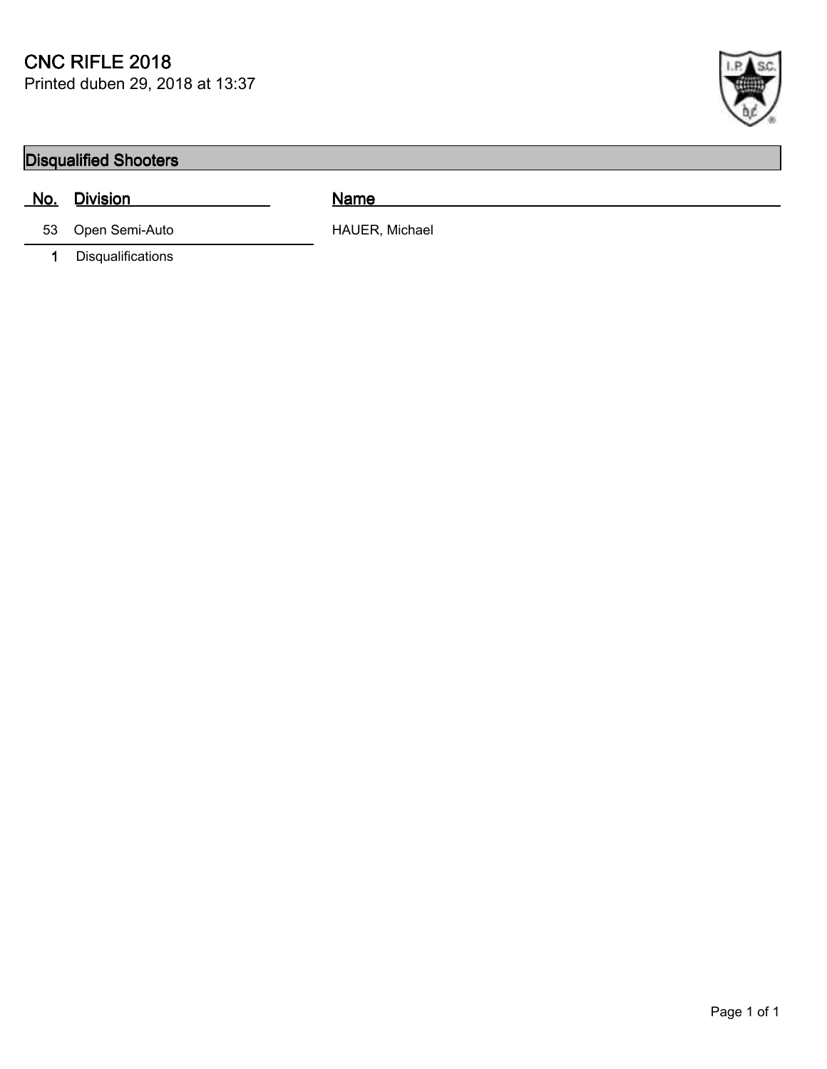# CNC RIFLE 2018

Printed duben 29, 2018 at 13:37

## Disqualified Shooters

| No. | Division | Name |
|---|---|---|
| 53 | Open Semi-Auto | HAUER, Michael |

1 Disqualifications